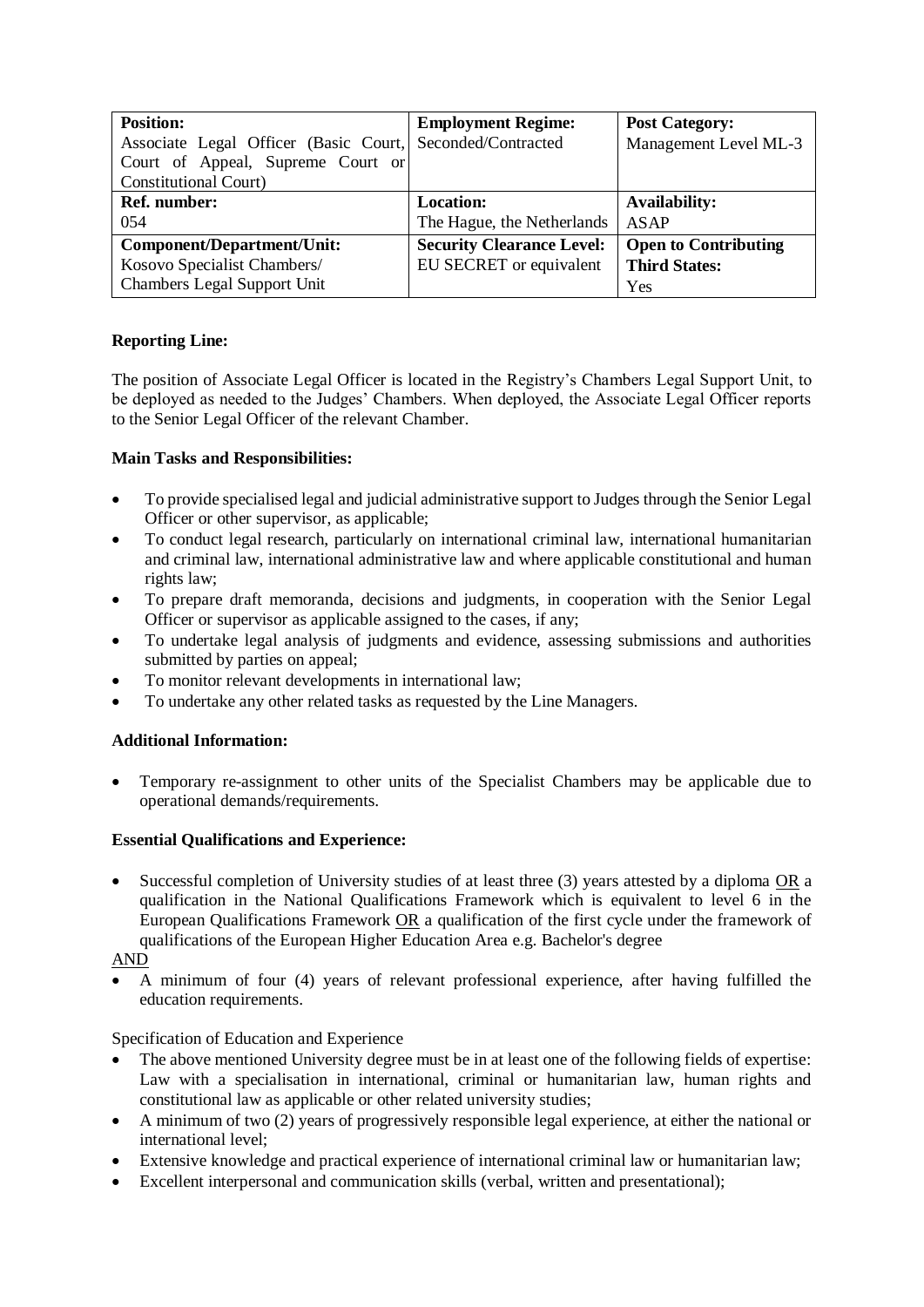| **Position:** Associate Legal Officer (Basic Court, Court of Appeal, Supreme Court or Constitutional Court) | **Employment Regime:** Seconded/Contracted | **Post Category:** Management Level ML-3 |
|---|---|---|
| **Ref. number:** 054 | **Location:** The Hague, the Netherlands | **Availability:** ASAP |
| **Component/Department/Unit:** Kosovo Specialist Chambers/ Chambers Legal Support Unit | **Security Clearance Level:** EU SECRET or equivalent | **Open to Contributing Third States:** Yes |

**Reporting Line:**

The position of Associate Legal Officer is located in the Registry's Chambers Legal Support Unit, to be deployed as needed to the Judges' Chambers. When deployed, the Associate Legal Officer reports to the Senior Legal Officer of the relevant Chamber.

**Main Tasks and Responsibilities:**

- To provide specialised legal and judicial administrative support to Judges through the Senior Legal Officer or other supervisor, as applicable;
- To conduct legal research, particularly on international criminal law, international humanitarian and criminal law, international administrative law and where applicable constitutional and human rights law;
- To prepare draft memoranda, decisions and judgments, in cooperation with the Senior Legal Officer or supervisor as applicable assigned to the cases, if any;
- To undertake legal analysis of judgments and evidence, assessing submissions and authorities submitted by parties on appeal;
- To monitor relevant developments in international law;
- To undertake any other related tasks as requested by the Line Managers.

**Additional Information:**

- Temporary re-assignment to other units of the Specialist Chambers may be applicable due to operational demands/requirements.

**Essential Qualifications and Experience:**

- Successful completion of University studies of at least three (3) years attested by a diploma OR a qualification in the National Qualifications Framework which is equivalent to level 6 in the European Qualifications Framework OR a qualification of the first cycle under the framework of qualifications of the European Higher Education Area e.g. Bachelor's degree

AND

- A minimum of four (4) years of relevant professional experience, after having fulfilled the education requirements.

Specification of Education and Experience

- The above mentioned University degree must be in at least one of the following fields of expertise: Law with a specialisation in international, criminal or humanitarian law, human rights and constitutional law as applicable or other related university studies;
- A minimum of two (2) years of progressively responsible legal experience, at either the national or international level;
- Extensive knowledge and practical experience of international criminal law or humanitarian law;
- Excellent interpersonal and communication skills (verbal, written and presentational);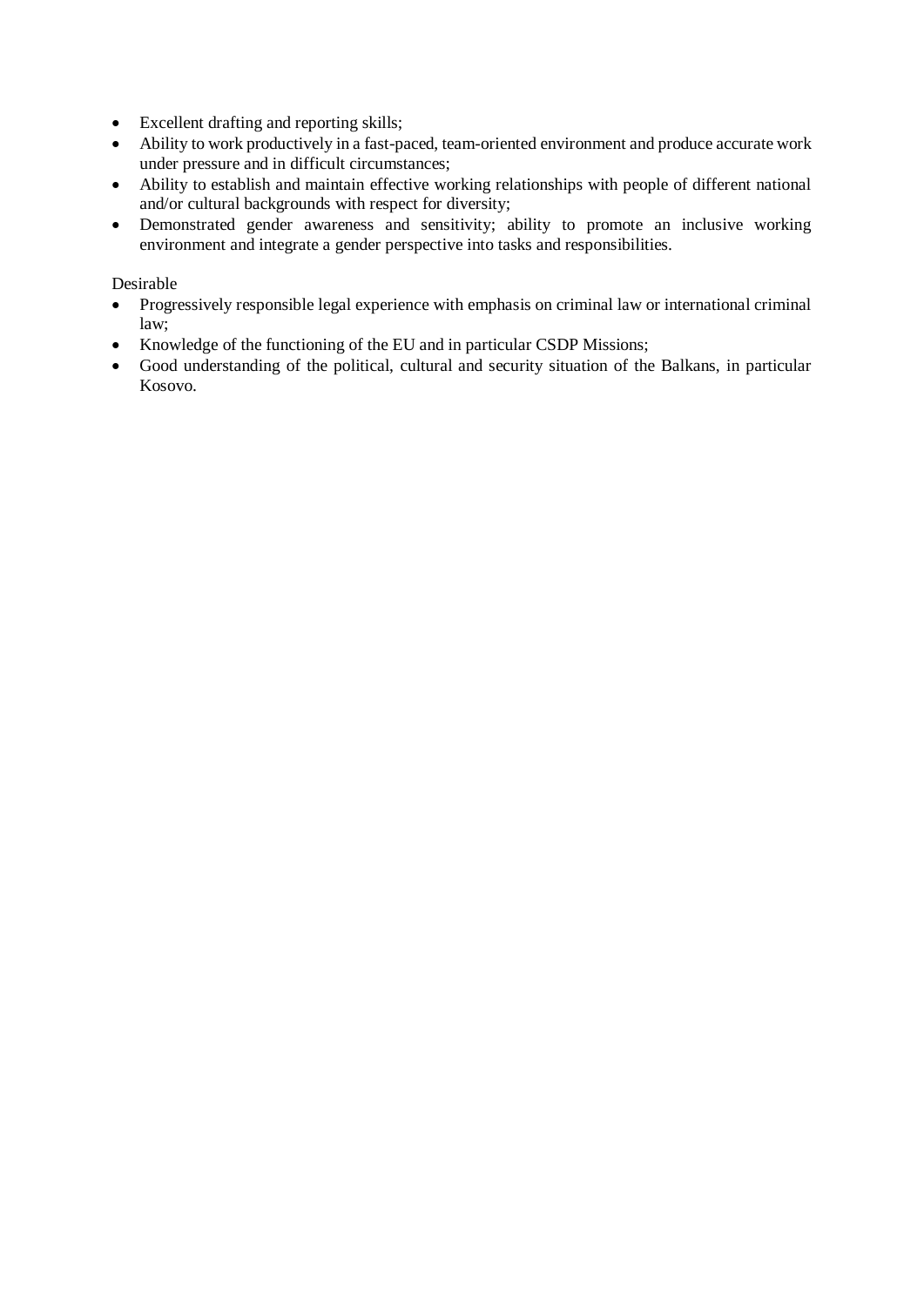- Excellent drafting and reporting skills;
- Ability to work productively in a fast-paced, team-oriented environment and produce accurate work under pressure and in difficult circumstances;
- Ability to establish and maintain effective working relationships with people of different national and/or cultural backgrounds with respect for diversity;
- Demonstrated gender awareness and sensitivity; ability to promote an inclusive working environment and integrate a gender perspective into tasks and responsibilities.

Desirable

- Progressively responsible legal experience with emphasis on criminal law or international criminal law;
- Knowledge of the functioning of the EU and in particular CSDP Missions;
- Good understanding of the political, cultural and security situation of the Balkans, in particular Kosovo.